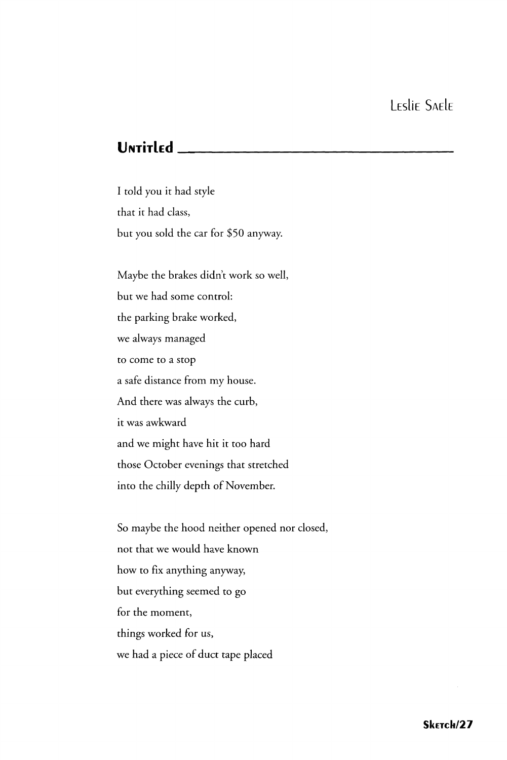Leslie Saele

## Untitled

I told you it had style  
that it had class,  
but you sold the car for $50 anyway.

Maybe the brakes didn't work so well,  
but we had some control:  
the parking brake worked,  
we always managed  
to come to a stop  
a safe distance from my house.  
And there was always the curb,  
it was awkward  
and we might have hit it too hard  
those October evenings that stretched  
into the chilly depth of November.

So maybe the hood neither opened nor closed,  
not that we would have known  
how to fix anything anyway,  
but everything seemed to go  
for the moment,  
things worked for us,  
we had a piece of duct tape placed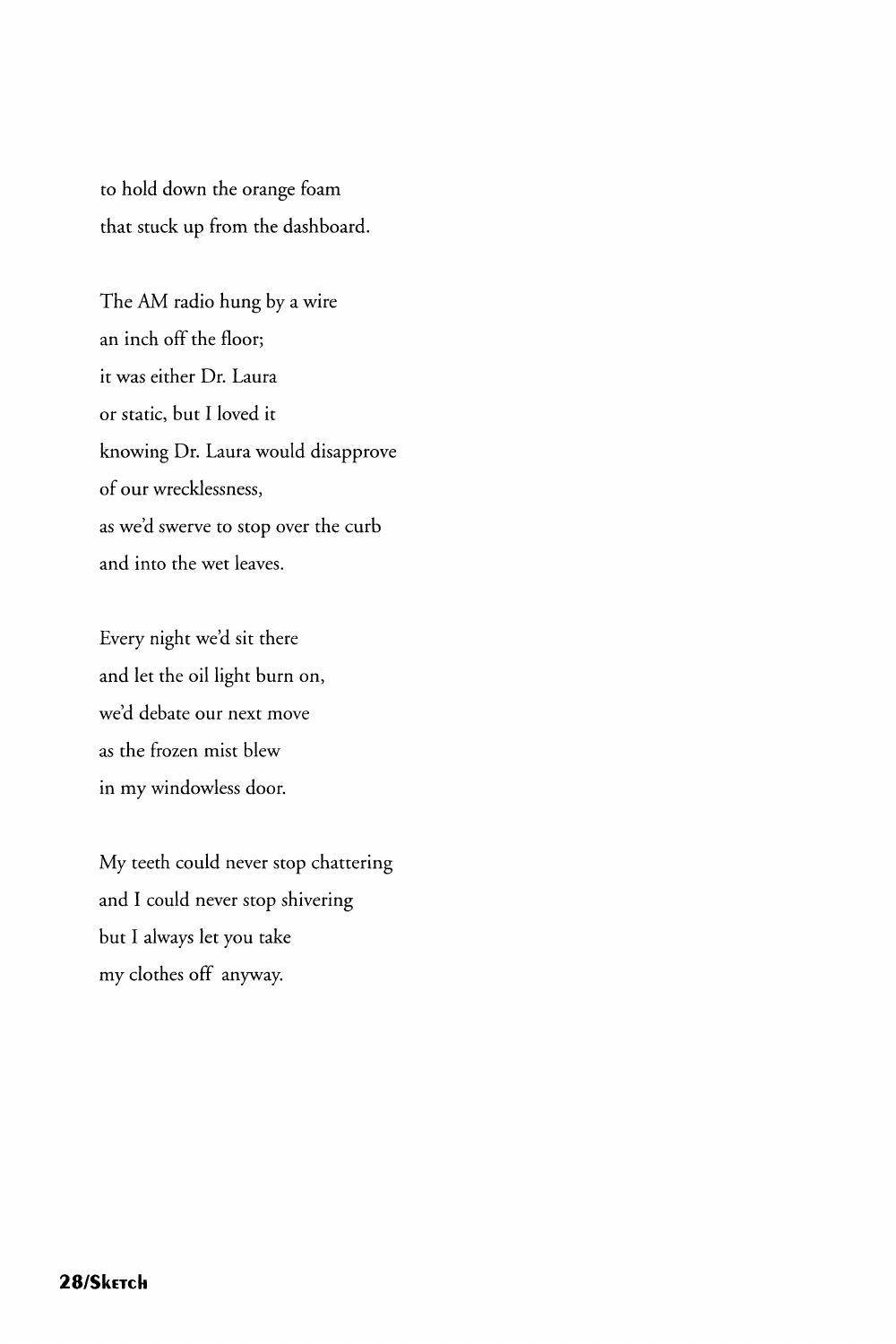to hold down the orange foam
that stuck up from the dashboard.

The AM radio hung by a wire
an inch off the floor;
it was either Dr. Laura
or static, but I loved it
knowing Dr. Laura would disapprove
of our wrecklessness,
as we'd swerve to stop over the curb
and into the wet leaves.

Every night we'd sit there
and let the oil light burn on,
we'd debate our next move
as the frozen mist blew
in my windowless door.

My teeth could never stop chattering
and I could never stop shivering
but I always let you take
my clothes off anyway.